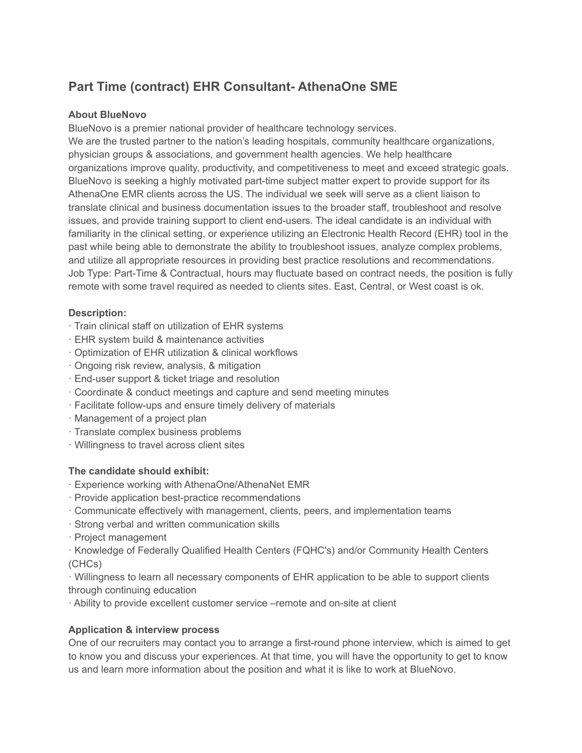# Part Time (contract) EHR Consultant- AthenaOne SME

**About BlueNovo**

BlueNovo is a premier national provider of healthcare technology services.
We are the trusted partner to the nation's leading hospitals, community healthcare organizations, physician groups & associations, and government health agencies. We help healthcare organizations improve quality, productivity, and competitiveness to meet and exceed strategic goals. BlueNovo is seeking a highly motivated part-time subject matter expert to provide support for its AthenaOne EMR clients across the US. The individual we seek will serve as a client liaison to translate clinical and business documentation issues to the broader staff, troubleshoot and resolve issues, and provide training support to client end-users. The ideal candidate is an individual with familiarity in the clinical setting, or experience utilizing an Electronic Health Record (EHR) tool in the past while being able to demonstrate the ability to troubleshoot issues, analyze complex problems, and utilize all appropriate resources in providing best practice resolutions and recommendations. Job Type: Part-Time & Contractual, hours may fluctuate based on contract needs, the position is fully remote with some travel required as needed to clients sites. East, Central, or West coast is ok.

**Description:**

- Train clinical staff on utilization of EHR systems
- EHR system build & maintenance activities
- Optimization of EHR utilization & clinical workflows
- Ongoing risk review, analysis, & mitigation
- End-user support & ticket triage and resolution
- Coordinate & conduct meetings and capture and send meeting minutes
- Facilitate follow-ups and ensure timely delivery of materials
- Management of a project plan
- Translate complex business problems
- Willingness to travel across client sites

**The candidate should exhibit:**

- Experience working with AthenaOne/AthenaNet EMR
- Provide application best-practice recommendations
- Communicate effectively with management, clients, peers, and implementation teams
- Strong verbal and written communication skills
- Project management
- Knowledge of Federally Qualified Health Centers (FQHC's) and/or Community Health Centers (CHCs)
- Willingness to learn all necessary components of EHR application to be able to support clients through continuing education
- Ability to provide excellent customer service –remote and on-site at client

**Application & interview process**

One of our recruiters may contact you to arrange a first-round phone interview, which is aimed to get to know you and discuss your experiences. At that time, you will have the opportunity to get to know us and learn more information about the position and what it is like to work at BlueNovo.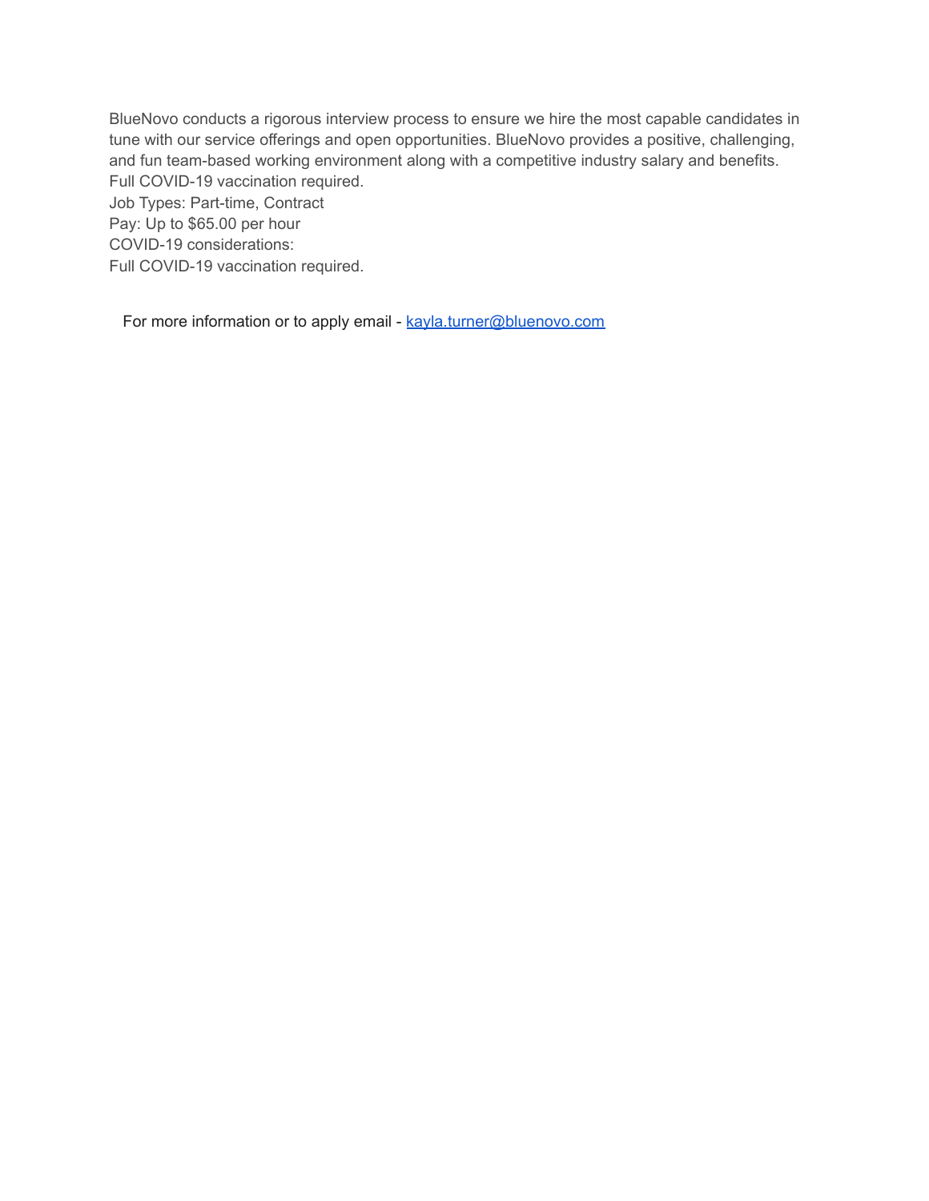BlueNovo conducts a rigorous interview process to ensure we hire the most capable candidates in tune with our service offerings and open opportunities. BlueNovo provides a positive, challenging, and fun team-based working environment along with a competitive industry salary and benefits.
Full COVID-19 vaccination required.
Job Types: Part-time, Contract
Pay: Up to $65.00 per hour
COVID-19 considerations:
Full COVID-19 vaccination required.

For more information or to apply email - [kayla.turner@bluenovo.com](mailto:kayla.turner@bluenovo.com)